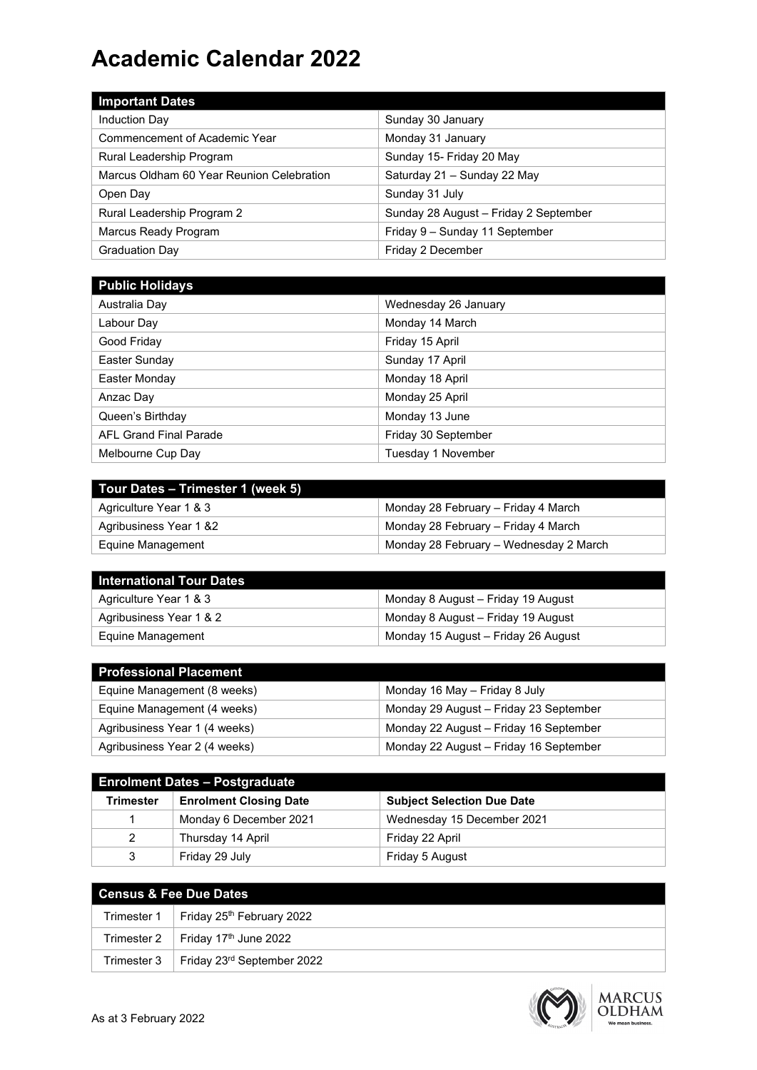# Academic Calendar 2022

| Important Dates | |
|---|---|
| Induction Day | Sunday 30 January |
| Commencement of Academic Year | Monday 31 January |
| Rural Leadership Program | Sunday 15- Friday 20 May |
| Marcus Oldham 60 Year Reunion Celebration | Saturday 21 – Sunday 22 May |
| Open Day | Sunday 31 July |
| Rural Leadership Program 2 | Sunday 28 August – Friday 2 September |
| Marcus Ready Program | Friday 9 – Sunday 11 September |
| Graduation Day | Friday 2 December |

| Public Holidays | |
|---|---|
| Australia Day | Wednesday 26 January |
| Labour Day | Monday 14 March |
| Good Friday | Friday 15 April |
| Easter Sunday | Sunday 17 April |
| Easter Monday | Monday 18 April |
| Anzac Day | Monday 25 April |
| Queen's Birthday | Monday 13 June |
| AFL Grand Final Parade | Friday 30 September |
| Melbourne Cup Day | Tuesday 1 November |

| Tour Dates – Trimester 1 (week 5) | |
|---|---|
| Agriculture Year 1 & 3 | Monday 28 February – Friday 4 March |
| Agribusiness Year 1 &2 | Monday 28 February – Friday 4 March |
| Equine Management | Monday 28 February – Wednesday 2 March |

| International Tour Dates | |
|---|---|
| Agriculture Year 1 & 3 | Monday 8 August – Friday 19 August |
| Agribusiness Year 1 & 2 | Monday 8 August – Friday 19 August |
| Equine Management | Monday 15 August – Friday 26 August |

| Professional Placement | |
|---|---|
| Equine Management (8 weeks) | Monday 16 May – Friday 8 July |
| Equine Management (4 weeks) | Monday 29 August – Friday 23 September |
| Agribusiness Year 1 (4 weeks) | Monday 22 August – Friday 16 September |
| Agribusiness Year 2 (4 weeks) | Monday 22 August – Friday 16 September |

**Enrolment Dates – Postgraduate**

| Trimester | Enrolment Closing Date | Subject Selection Due Date |
|---|---|---|
| 1 | Monday 6 December 2021 | Wednesday 15 December 2021 |
| 2 | Thursday 14 April | Friday 22 April |
| 3 | Friday 29 July | Friday 5 August |

| Census & Fee Due Dates | |
|---|---|
| Trimester 1 | Friday 25th February 2022 |
| Trimester 2 | Friday 17th June 2022 |
| Trimester 3 | Friday 23rd September 2022 |

As at 3 February 2022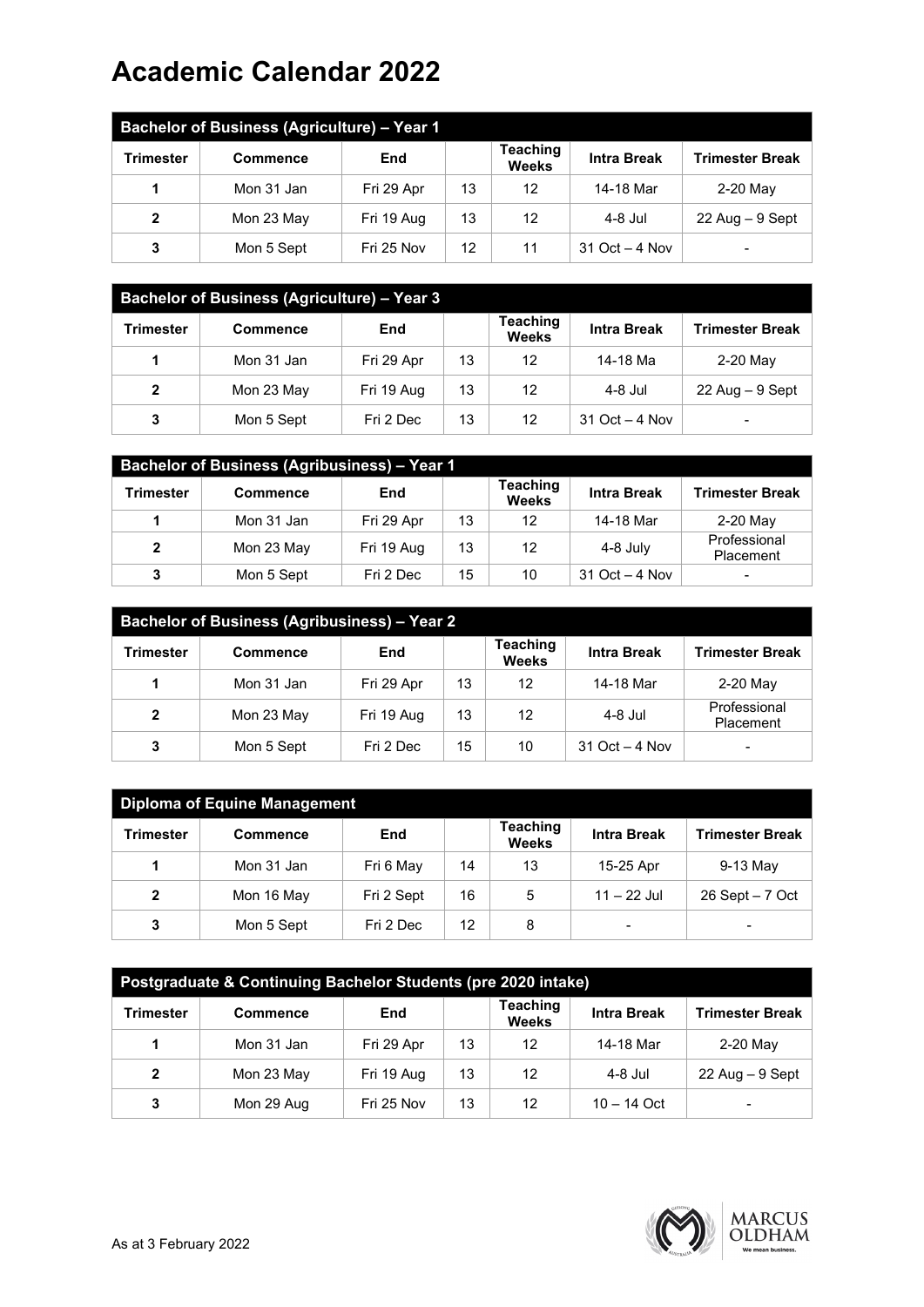# Academic Calendar 2022

| Bachelor of Business (Agriculture) – Year 1 | | | | | | |
|---|---|---|---|---|---|---|
| **Trimester** | **Commence** | **End** | | **Teaching Weeks** | **Intra Break** | **Trimester Break** |
| 1 | Mon 31 Jan | Fri 29 Apr | 13 | 12 | 14-18 Mar | 2-20 May |
| 2 | Mon 23 May | Fri 19 Aug | 13 | 12 | 4-8 Jul | 22 Aug – 9 Sept |
| 3 | Mon 5 Sept | Fri 25 Nov | 12 | 11 | 31 Oct – 4 Nov | - |

| Bachelor of Business (Agriculture) – Year 3 | | | | | | |
|---|---|---|---|---|---|---|
| **Trimester** | **Commence** | **End** | | **Teaching Weeks** | **Intra Break** | **Trimester Break** |
| 1 | Mon 31 Jan | Fri 29 Apr | 13 | 12 | 14-18 Ma | 2-20 May |
| 2 | Mon 23 May | Fri 19 Aug | 13 | 12 | 4-8 Jul | 22 Aug – 9 Sept |
| 3 | Mon 5 Sept | Fri 2 Dec | 13 | 12 | 31 Oct – 4 Nov | - |

| Bachelor of Business (Agribusiness) – Year 1 | | | | | | |
|---|---|---|---|---|---|---|
| **Trimester** | **Commence** | **End** | | **Teaching Weeks** | **Intra Break** | **Trimester Break** |
| 1 | Mon 31 Jan | Fri 29 Apr | 13 | 12 | 14-18 Mar | 2-20 May |
| 2 | Mon 23 May | Fri 19 Aug | 13 | 12 | 4-8 July | Professional Placement |
| 3 | Mon 5 Sept | Fri 2 Dec | 15 | 10 | 31 Oct – 4 Nov | - |

| Bachelor of Business (Agribusiness) – Year 2 | | | | | | |
|---|---|---|---|---|---|---|
| **Trimester** | **Commence** | **End** | | **Teaching Weeks** | **Intra Break** | **Trimester Break** |
| 1 | Mon 31 Jan | Fri 29 Apr | 13 | 12 | 14-18 Mar | 2-20 May |
| 2 | Mon 23 May | Fri 19 Aug | 13 | 12 | 4-8 Jul | Professional Placement |
| 3 | Mon 5 Sept | Fri 2 Dec | 15 | 10 | 31 Oct – 4 Nov | - |

| Diploma of Equine Management | | | | | | |
|---|---|---|---|---|---|---|
| **Trimester** | **Commence** | **End** | | **Teaching Weeks** | **Intra Break** | **Trimester Break** |
| 1 | Mon 31 Jan | Fri 6 May | 14 | 13 | 15-25 Apr | 9-13 May |
| 2 | Mon 16 May | Fri 2 Sept | 16 | 5 | 11 – 22 Jul | 26 Sept – 7 Oct |
| 3 | Mon 5 Sept | Fri 2 Dec | 12 | 8 | - | - |

| Postgraduate & Continuing Bachelor Students (pre 2020 intake) | | | | | | |
|---|---|---|---|---|---|---|
| **Trimester** | **Commence** | **End** | | **Teaching Weeks** | **Intra Break** | **Trimester Break** |
| 1 | Mon 31 Jan | Fri 29 Apr | 13 | 12 | 14-18 Mar | 2-20 May |
| 2 | Mon 23 May | Fri 19 Aug | 13 | 12 | 4-8 Jul | 22 Aug – 9 Sept |
| 3 | Mon 29 Aug | Fri 25 Nov | 13 | 12 | 10 – 14 Oct | - |

As at 3 February 2022

MARCUS OLDHAM
We mean business.